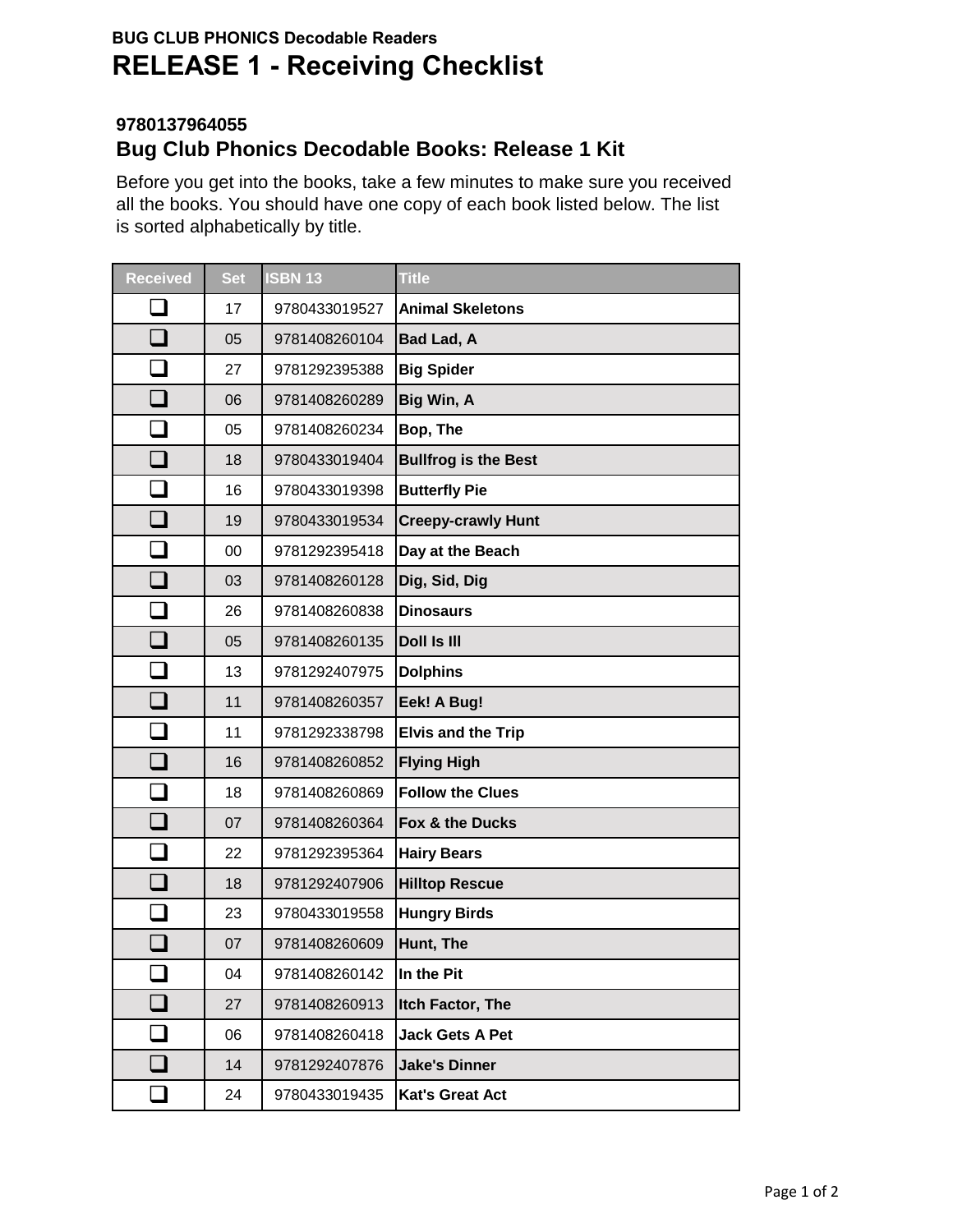**BUG CLUB PHONICS Decodable Readers**

# RELEASE 1 - Receiving Checklist

### 9780137964055

## Bug Club Phonics Decodable Books: Release 1 Kit

Before you get into the books, take a few minutes to make sure you received all the books. You should have one copy of each book listed below. The list is sorted alphabetically by title.

| Received | Set | ISBN 13 | Title |
|---|---|---|---|
| ❑ | 17 | 9780433019527 | **Animal Skeletons** |
| ❑ | 05 | 9781408260104 | **Bad Lad, A** |
| ❑ | 27 | 9781292395388 | **Big Spider** |
| ❑ | 06 | 9781408260289 | **Big Win, A** |
| ❑ | 05 | 9781408260234 | **Bop, The** |
| ❑ | 18 | 9780433019404 | **Bullfrog is the Best** |
| ❑ | 16 | 9780433019398 | **Butterfly Pie** |
| ❑ | 19 | 9780433019534 | **Creepy-crawly Hunt** |
| ❑ | 00 | 9781292395418 | **Day at the Beach** |
| ❑ | 03 | 9781408260128 | **Dig, Sid, Dig** |
| ❑ | 26 | 9781408260838 | **Dinosaurs** |
| ❑ | 05 | 9781408260135 | **Doll Is Ill** |
| ❑ | 13 | 9781292407975 | **Dolphins** |
| ❑ | 11 | 9781408260357 | **Eek! A Bug!** |
| ❑ | 11 | 9781292338798 | **Elvis and the Trip** |
| ❑ | 16 | 9781408260852 | **Flying High** |
| ❑ | 18 | 9781408260869 | **Follow the Clues** |
| ❑ | 07 | 9781408260364 | **Fox & the Ducks** |
| ❑ | 22 | 9781292395364 | **Hairy Bears** |
| ❑ | 18 | 9781292407906 | **Hilltop Rescue** |
| ❑ | 23 | 9780433019558 | **Hungry Birds** |
| ❑ | 07 | 9781408260609 | **Hunt, The** |
| ❑ | 04 | 9781408260142 | **In the Pit** |
| ❑ | 27 | 9781408260913 | **Itch Factor, The** |
| ❑ | 06 | 9781408260418 | **Jack Gets A Pet** |
| ❑ | 14 | 9781292407876 | **Jake's Dinner** |
| ❑ | 24 | 9780433019435 | **Kat's Great Act** |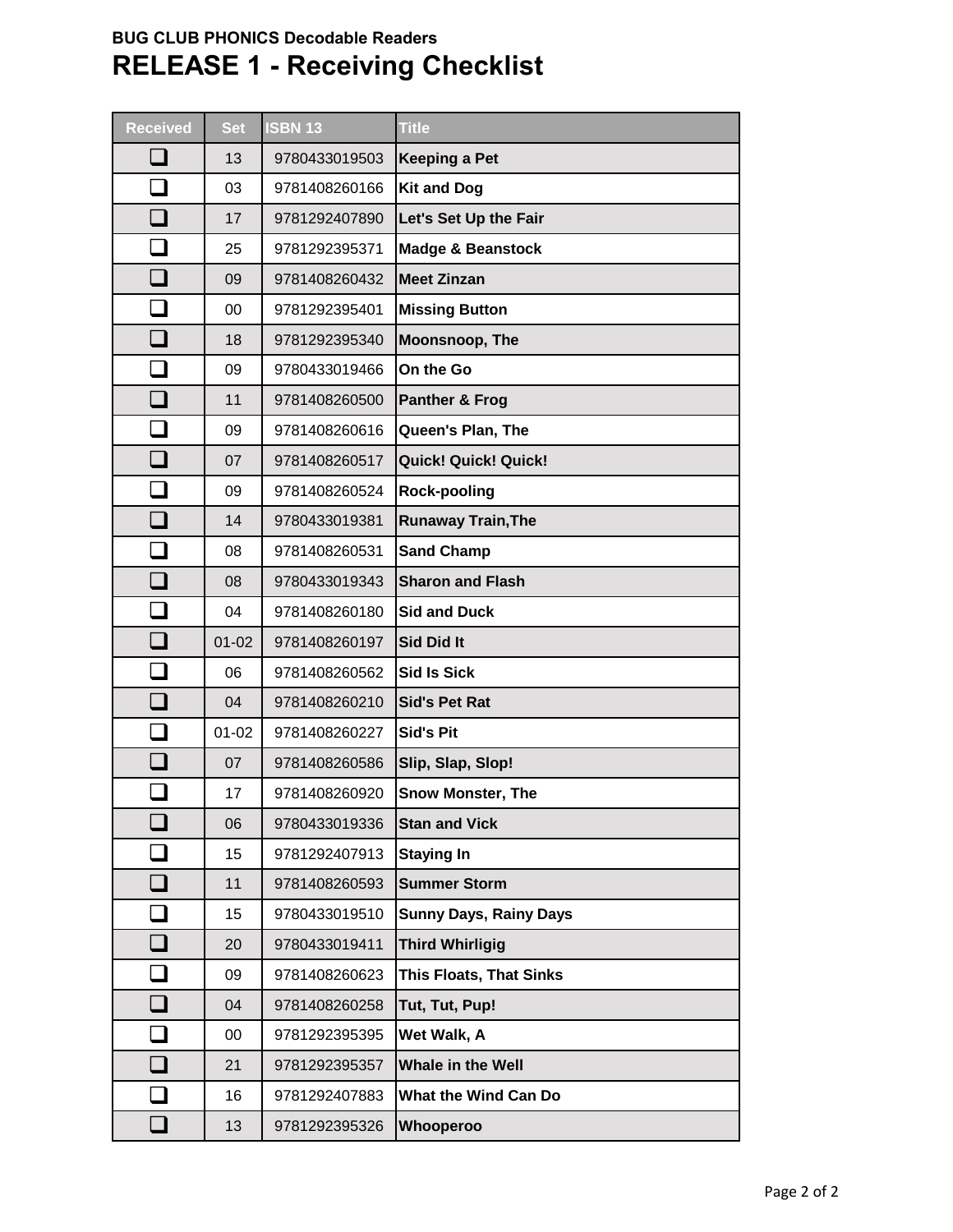**BUG CLUB PHONICS Decodable Readers**

# RELEASE 1 - Receiving Checklist

| Received | Set | ISBN 13 | Title |
|---|---|---|---|
| ❑ | 13 | 9780433019503 | **Keeping a Pet** |
| ❑ | 03 | 9781408260166 | **Kit and Dog** |
| ❑ | 17 | 9781292407890 | **Let's Set Up the Fair** |
| ❑ | 25 | 9781292395371 | **Madge & Beanstock** |
| ❑ | 09 | 9781408260432 | **Meet Zinzan** |
| ❑ | 00 | 9781292395401 | **Missing Button** |
| ❑ | 18 | 9781292395340 | **Moonsnoop, The** |
| ❑ | 09 | 9780433019466 | **On the Go** |
| ❑ | 11 | 9781408260500 | **Panther & Frog** |
| ❑ | 09 | 9781408260616 | **Queen's Plan, The** |
| ❑ | 07 | 9781408260517 | **Quick! Quick! Quick!** |
| ❑ | 09 | 9781408260524 | **Rock-pooling** |
| ❑ | 14 | 9780433019381 | **Runaway Train,The** |
| ❑ | 08 | 9781408260531 | **Sand Champ** |
| ❑ | 08 | 9780433019343 | **Sharon and Flash** |
| ❑ | 04 | 9781408260180 | **Sid and Duck** |
| ❑ | 01-02 | 9781408260197 | **Sid Did It** |
| ❑ | 06 | 9781408260562 | **Sid Is Sick** |
| ❑ | 04 | 9781408260210 | **Sid's Pet Rat** |
| ❑ | 01-02 | 9781408260227 | **Sid's Pit** |
| ❑ | 07 | 9781408260586 | **Slip, Slap, Slop!** |
| ❑ | 17 | 9781408260920 | **Snow Monster, The** |
| ❑ | 06 | 9780433019336 | **Stan and Vick** |
| ❑ | 15 | 9781292407913 | **Staying In** |
| ❑ | 11 | 9781408260593 | **Summer Storm** |
| ❑ | 15 | 9780433019510 | **Sunny Days, Rainy Days** |
| ❑ | 20 | 9780433019411 | **Third Whirligig** |
| ❑ | 09 | 9781408260623 | **This Floats, That Sinks** |
| ❑ | 04 | 9781408260258 | **Tut, Tut, Pup!** |
| ❑ | 00 | 9781292395395 | **Wet Walk, A** |
| ❑ | 21 | 9781292395357 | **Whale in the Well** |
| ❑ | 16 | 9781292407883 | **What the Wind Can Do** |
| ❑ | 13 | 9781292395326 | **Whooperoo** |